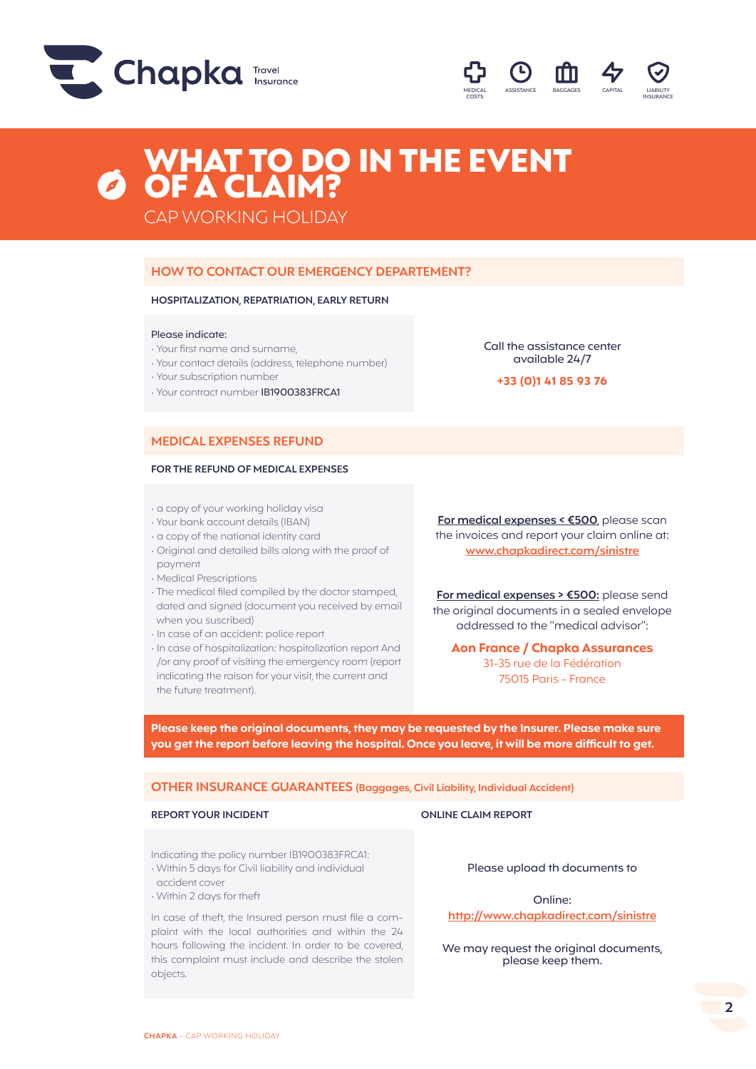Chapka Travel Insurance

MEDICAL COSTS · ASSISTANCE · BAGGAGES · CAPITAL · LIABILITY INSURANCE

# WHAT TO DO IN THE EVENT OF A CLAIM?

CAP WORKING HOLIDAY

## HOW TO CONTACT OUR EMERGENCY DEPARTEMENT?

### HOSPITALIZATION, REPATRIATION, EARLY RETURN

Please indicate:

- Your first name and surname,
- Your contact details (address, telephone number)
- Your subscription number
- Your contract number IB1900383FRCA1

Call the assistance center available 24/7

**+33 (0)1 41 85 93 76**

## MEDICAL EXPENSES REFUND

### FOR THE REFUND OF MEDICAL EXPENSES

- a copy of your working holiday visa
- Your bank account details (IBAN)
- a copy of the national identity card
- Original and detailed bills along with the proof of payment
- Medical Prescriptions
- The medical filed compiled by the doctor stamped, dated and signed (document you received by email when you suscribed)
- In case of an accident: police report
- In case of hospitalization: hospitalization report And /or any proof of visiting the emergency room (report indicating the raison for your visit, the current and the future treatment).

**For medical expenses < €500**, please scan the invoices and report your claim online at: www.chapkadirect.com/sinistre

**For medical expenses > €500:** please send the original documents in a sealed envelope addressed to the "medical advisor":

**Aon France / Chapka Assurances**
31-35 rue de la Fédération
75015 Paris - France

**Please keep the original documents, they may be requested by the Insurer. Please make sure you get the report before leaving the hospital. Once you leave, it will be more difficult to get.**

## OTHER INSURANCE GUARANTEES (Baggages, Civil Liability, Individual Accident)

### REPORT YOUR INCIDENT

Indicating the policy number IB1900383FRCA1:

- Within 5 days for Civil liability and individual accident cover
- Within 2 days for theft

In case of theft, the Insured person must file a complaint with the local authorities and within the 24 hours following the incident. In order to be covered, this complaint must include and describe the stolen objects.

### ONLINE CLAIM REPORT

Please upload th documents to

Online:
http://www.chapkadirect.com/sinistre

We may request the original documents, please keep them.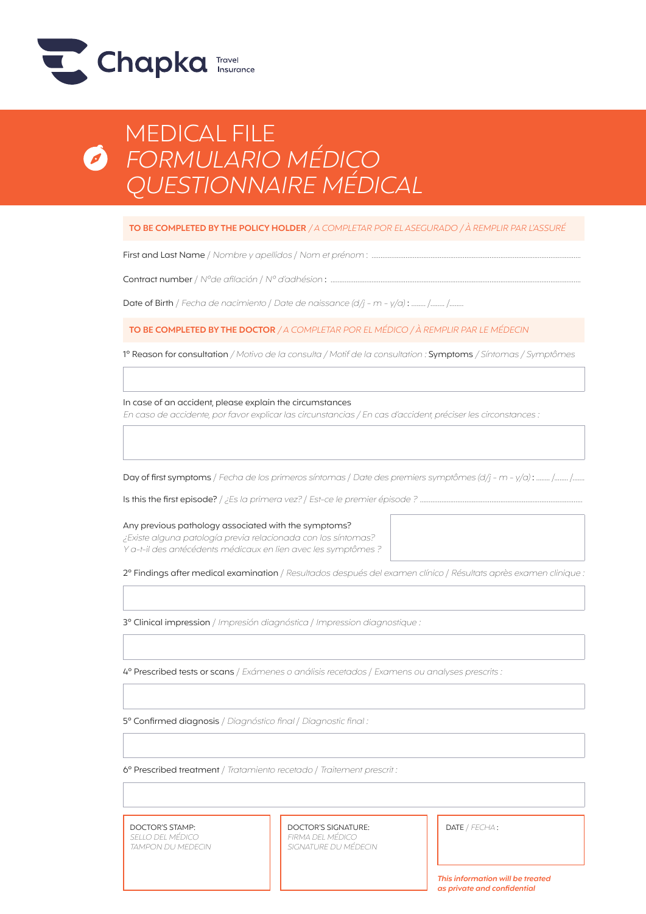Chapka Travel Insurance

# MEDICAL FILE
# *FORMULARIO MÉDICO*
# *QUESTIONNAIRE MÉDICAL*

**TO BE COMPLETED BY THE POLICY HOLDER** / *A COMPLETAR POR EL ASEGURADO / À REMPLIR PAR L'ASSURÉ*

First and Last Name / *Nombre y apellidos / Nom et prénom :* ..............................................................................................

Contract number / *N°de afilación / N° d'adhésion* : ..............................................................................................

Date of Birth / *Fecha de nacimiento / Date de naissance (d/j - m - y/a)* : ........ /........ /........

**TO BE COMPLETED BY THE DOCTOR** / *A COMPLETAR POR EL MÉDICO / À REMPLIR PAR LE MÉDECIN*

1° Reason for consultation / *Motivo de la consulta / Motif de la consultation* : Symptoms / *Síntomas / Symptômes*

In case of an accident, please explain the circumstances
*En caso de accidente, por favor explicar las circunstancias / En cas d'accident, préciser les circonstances :*

Day of first symptoms / *Fecha de los primeros síntomas / Date des premiers symptômes (d/j - m - y/a)* : ........ /........ /........

Is this the first episode? / *¿Es la primera vez? / Est-ce le premier épisode ?* ..............................................................................................

Any previous pathology associated with the symptoms?
*¿Existe alguna patología previa relacionada con los síntomas?*
*Y a-t-il des antécédents médicaux en lien avec les symptômes ?*

2° Findings after medical examination / *Resultados después del examen clínico / Résultats après examen clinique :*

3° Clinical impression / *Impresión diagnóstica / Impression diagnostique :*

4° Prescribed tests or scans / *Exámenes o análisis recetados / Examens ou analyses prescrits :*

5° Confirmed diagnosis / *Diagnóstico final / Diagnostic final :*

6° Prescribed treatment / *Tratamiento recetado / Traitement prescrit :*

DOCTOR'S STAMP:
*SELLO DEL MÉDICO*
*TAMPON DU MEDECIN*

DOCTOR'S SIGNATURE:
*FIRMA DEL MÉDICO*
*SIGNATURE DU MÉDECIN*

DATE / *FECHA* :

***This information will be treated as private and confidential***